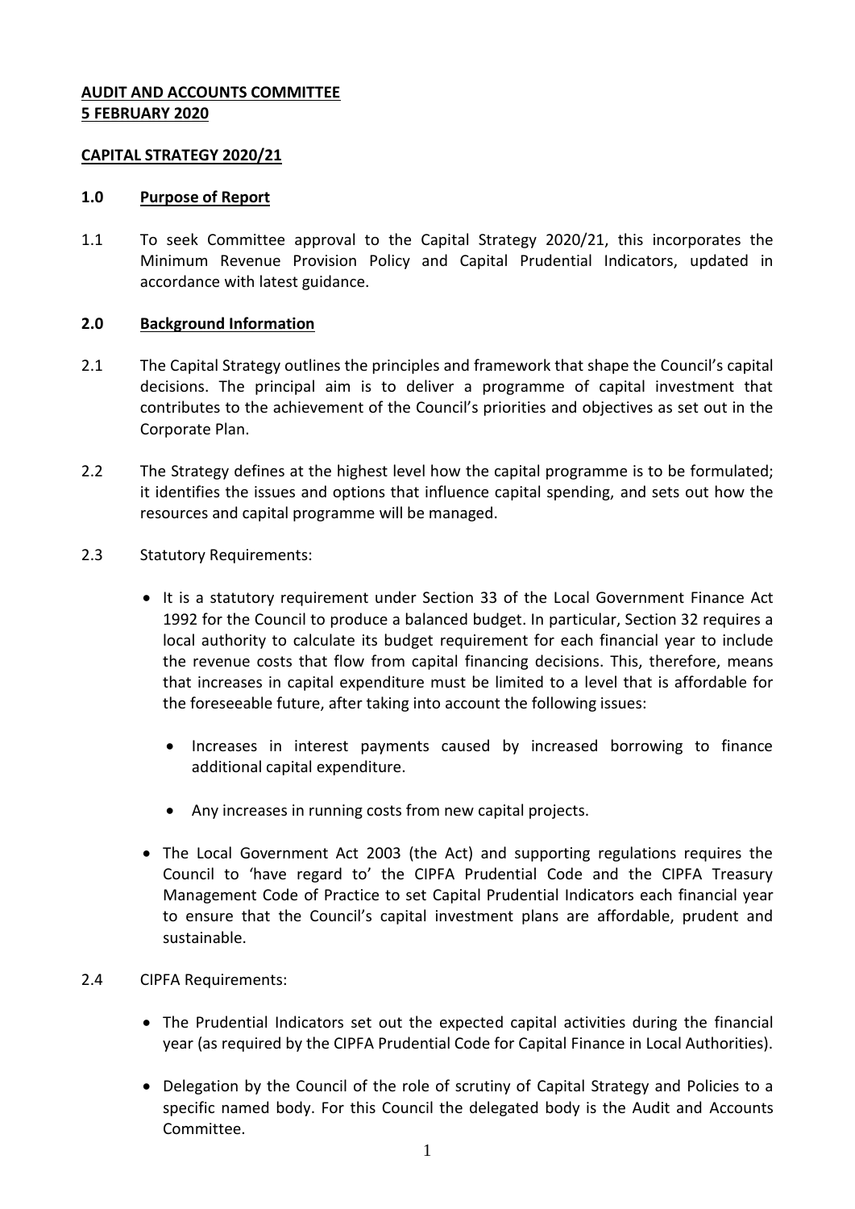**AUDIT AND ACCOUNTS COMMITTEE**
**5 FEBRUARY 2020**

**CAPITAL STRATEGY 2020/21**

## 1.0 Purpose of Report

1.1 To seek Committee approval to the Capital Strategy 2020/21, this incorporates the Minimum Revenue Provision Policy and Capital Prudential Indicators, updated in accordance with latest guidance.

## 2.0 Background Information

2.1 The Capital Strategy outlines the principles and framework that shape the Council's capital decisions. The principal aim is to deliver a programme of capital investment that contributes to the achievement of the Council's priorities and objectives as set out in the Corporate Plan.

2.2 The Strategy defines at the highest level how the capital programme is to be formulated; it identifies the issues and options that influence capital spending, and sets out how the resources and capital programme will be managed.

2.3 Statutory Requirements:

- It is a statutory requirement under Section 33 of the Local Government Finance Act 1992 for the Council to produce a balanced budget. In particular, Section 32 requires a local authority to calculate its budget requirement for each financial year to include the revenue costs that flow from capital financing decisions. This, therefore, means that increases in capital expenditure must be limited to a level that is affordable for the foreseeable future, after taking into account the following issues:

  - Increases in interest payments caused by increased borrowing to finance additional capital expenditure.

  - Any increases in running costs from new capital projects.

- The Local Government Act 2003 (the Act) and supporting regulations requires the Council to 'have regard to' the CIPFA Prudential Code and the CIPFA Treasury Management Code of Practice to set Capital Prudential Indicators each financial year to ensure that the Council's capital investment plans are affordable, prudent and sustainable.

2.4 CIPFA Requirements:

- The Prudential Indicators set out the expected capital activities during the financial year (as required by the CIPFA Prudential Code for Capital Finance in Local Authorities).

- Delegation by the Council of the role of scrutiny of Capital Strategy and Policies to a specific named body. For this Council the delegated body is the Audit and Accounts Committee.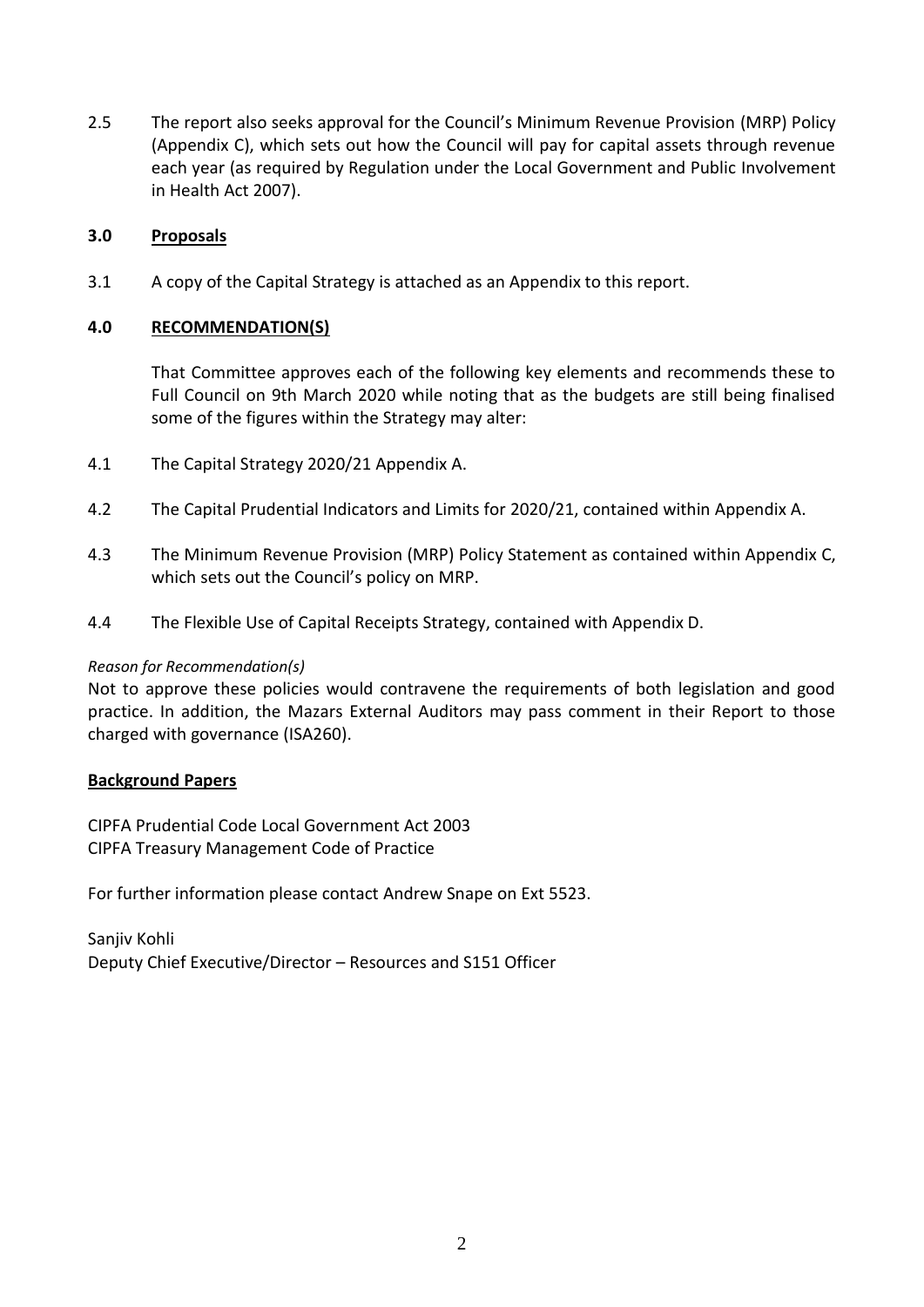2.5 The report also seeks approval for the Council's Minimum Revenue Provision (MRP) Policy (Appendix C), which sets out how the Council will pay for capital assets through revenue each year (as required by Regulation under the Local Government and Public Involvement in Health Act 2007).

## 3.0 Proposals

3.1 A copy of the Capital Strategy is attached as an Appendix to this report.

## 4.0 RECOMMENDATION(S)

That Committee approves each of the following key elements and recommends these to Full Council on 9th March 2020 while noting that as the budgets are still being finalised some of the figures within the Strategy may alter:

4.1 The Capital Strategy 2020/21 Appendix A.

4.2 The Capital Prudential Indicators and Limits for 2020/21, contained within Appendix A.

4.3 The Minimum Revenue Provision (MRP) Policy Statement as contained within Appendix C, which sets out the Council's policy on MRP.

4.4 The Flexible Use of Capital Receipts Strategy, contained with Appendix D.

*Reason for Recommendation(s)*

Not to approve these policies would contravene the requirements of both legislation and good practice. In addition, the Mazars External Auditors may pass comment in their Report to those charged with governance (ISA260).

**Background Papers**

CIPFA Prudential Code Local Government Act 2003
CIPFA Treasury Management Code of Practice

For further information please contact Andrew Snape on Ext 5523.

Sanjiv Kohli
Deputy Chief Executive/Director – Resources and S151 Officer